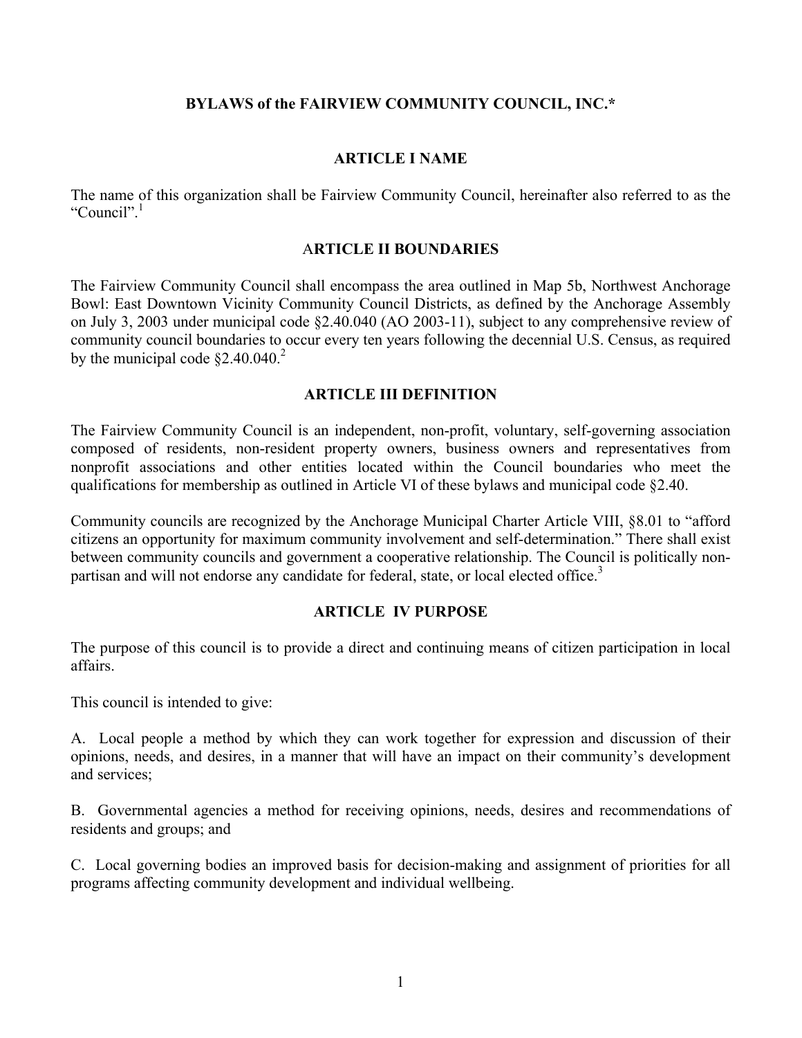# BYLAWS of the FAIRVIEW COMMUNITY COUNCIL, INC.*

## ARTICLE I NAME

The name of this organization shall be Fairview Community Council, hereinafter also referred to as the "Council".[1]

## ARTICLE II BOUNDARIES

The Fairview Community Council shall encompass the area outlined in Map 5b, Northwest Anchorage Bowl: East Downtown Vicinity Community Council Districts, as defined by the Anchorage Assembly on July 3, 2003 under municipal code §2.40.040 (AO 2003-11), subject to any comprehensive review of community council boundaries to occur every ten years following the decennial U.S. Census, as required by the municipal code §2.40.040.[2]

## ARTICLE III DEFINITION

The Fairview Community Council is an independent, non-profit, voluntary, self-governing association composed of residents, non-resident property owners, business owners and representatives from nonprofit associations and other entities located within the Council boundaries who meet the qualifications for membership as outlined in Article VI of these bylaws and municipal code §2.40.

Community councils are recognized by the Anchorage Municipal Charter Article VIII, §8.01 to "afford citizens an opportunity for maximum community involvement and self-determination." There shall exist between community councils and government a cooperative relationship. The Council is politically non-partisan and will not endorse any candidate for federal, state, or local elected office.[3]

## ARTICLE IV PURPOSE

The purpose of this council is to provide a direct and continuing means of citizen participation in local affairs.

This council is intended to give:

A. Local people a method by which they can work together for expression and discussion of their opinions, needs, and desires, in a manner that will have an impact on their community's development and services;

B. Governmental agencies a method for receiving opinions, needs, desires and recommendations of residents and groups; and

C. Local governing bodies an improved basis for decision-making and assignment of priorities for all programs affecting community development and individual wellbeing.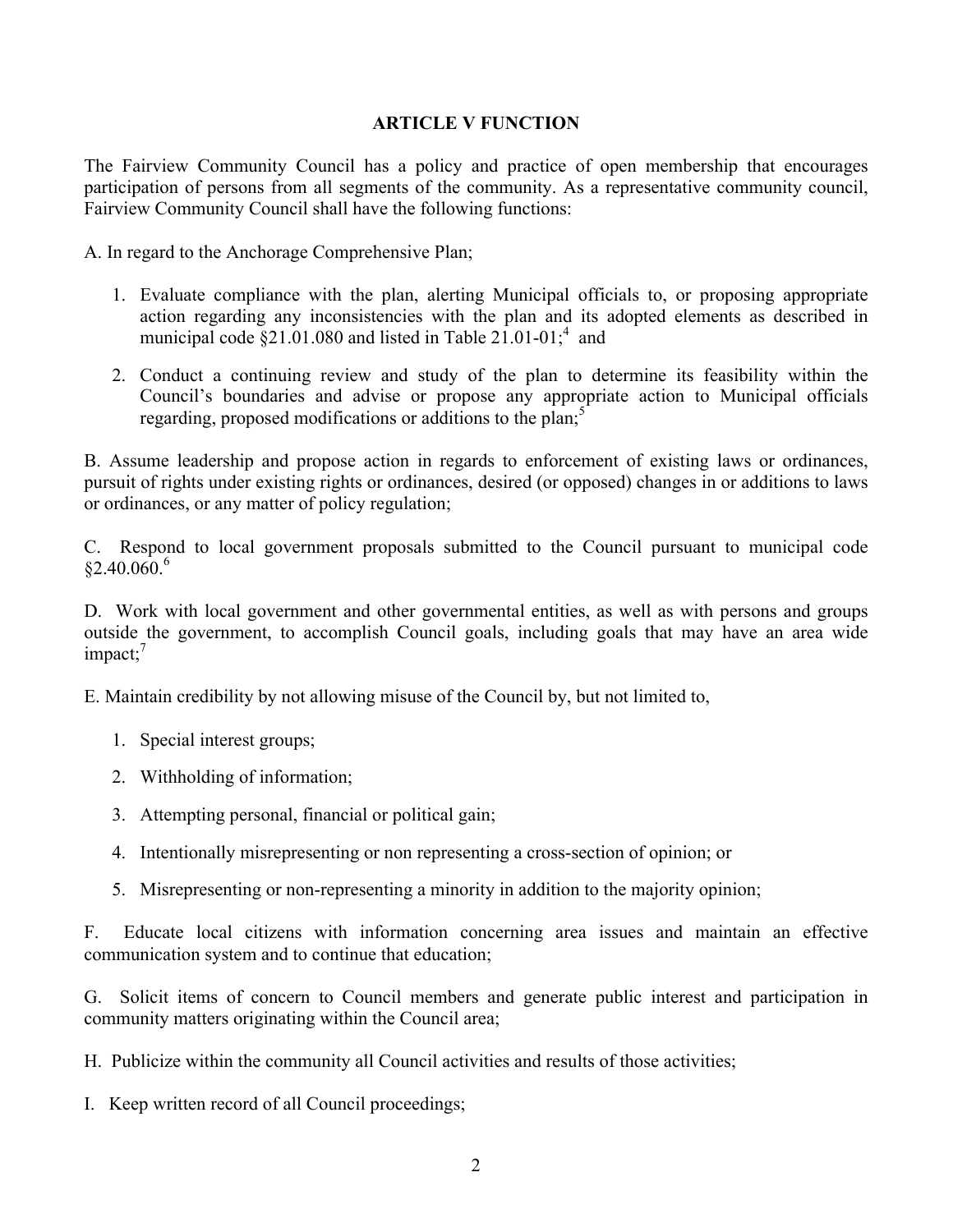## ARTICLE V FUNCTION

The Fairview Community Council has a policy and practice of open membership that encourages participation of persons from all segments of the community. As a representative community council, Fairview Community Council shall have the following functions:

A. In regard to the Anchorage Comprehensive Plan;

1. Evaluate compliance with the plan, alerting Municipal officials to, or proposing appropriate action regarding any inconsistencies with the plan and its adopted elements as described in municipal code §21.01.080 and listed in Table 21.01-01;[4] and

2. Conduct a continuing review and study of the plan to determine its feasibility within the Council's boundaries and advise or propose any appropriate action to Municipal officials regarding, proposed modifications or additions to the plan;[5]

B. Assume leadership and propose action in regards to enforcement of existing laws or ordinances, pursuit of rights under existing rights or ordinances, desired (or opposed) changes in or additions to laws or ordinances, or any matter of policy regulation;

C. Respond to local government proposals submitted to the Council pursuant to municipal code §2.40.060.[6]

D. Work with local government and other governmental entities, as well as with persons and groups outside the government, to accomplish Council goals, including goals that may have an area wide impact;[7]

E. Maintain credibility by not allowing misuse of the Council by, but not limited to,

1. Special interest groups;

2. Withholding of information;

3. Attempting personal, financial or political gain;

4. Intentionally misrepresenting or non representing a cross-section of opinion; or

5. Misrepresenting or non-representing a minority in addition to the majority opinion;

F. Educate local citizens with information concerning area issues and maintain an effective communication system and to continue that education;

G. Solicit items of concern to Council members and generate public interest and participation in community matters originating within the Council area;

H. Publicize within the community all Council activities and results of those activities;

I. Keep written record of all Council proceedings;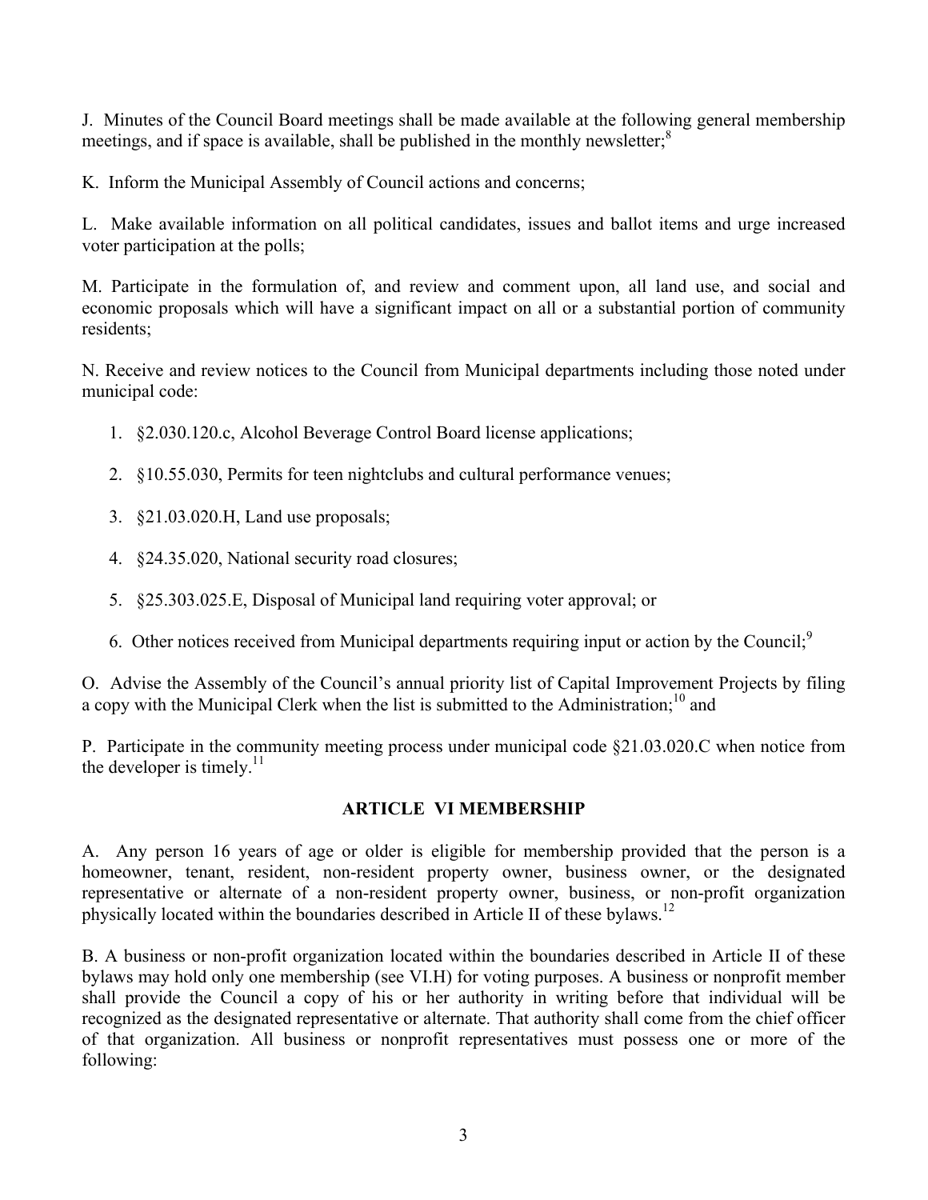J. Minutes of the Council Board meetings shall be made available at the following general membership meetings, and if space is available, shall be published in the monthly newsletter;[8]

K. Inform the Municipal Assembly of Council actions and concerns;

L. Make available information on all political candidates, issues and ballot items and urge increased voter participation at the polls;

M. Participate in the formulation of, and review and comment upon, all land use, and social and economic proposals which will have a significant impact on all or a substantial portion of community residents;

N. Receive and review notices to the Council from Municipal departments including those noted under municipal code:

1. §2.030.120.c, Alcohol Beverage Control Board license applications;
2. §10.55.030, Permits for teen nightclubs and cultural performance venues;
3. §21.03.020.H, Land use proposals;
4. §24.35.020, National security road closures;
5. §25.303.025.E, Disposal of Municipal land requiring voter approval; or
6. Other notices received from Municipal departments requiring input or action by the Council;[9]

O. Advise the Assembly of the Council's annual priority list of Capital Improvement Projects by filing a copy with the Municipal Clerk when the list is submitted to the Administration;[10] and

P. Participate in the community meeting process under municipal code §21.03.020.C when notice from the developer is timely.[11]

## ARTICLE VI MEMBERSHIP

A. Any person 16 years of age or older is eligible for membership provided that the person is a homeowner, tenant, resident, non-resident property owner, business owner, or the designated representative or alternate of a non-resident property owner, business, or non-profit organization physically located within the boundaries described in Article II of these bylaws.[12]

B. A business or non-profit organization located within the boundaries described in Article II of these bylaws may hold only one membership (see VI.H) for voting purposes. A business or nonprofit member shall provide the Council a copy of his or her authority in writing before that individual will be recognized as the designated representative or alternate. That authority shall come from the chief officer of that organization. All business or nonprofit representatives must possess one or more of the following: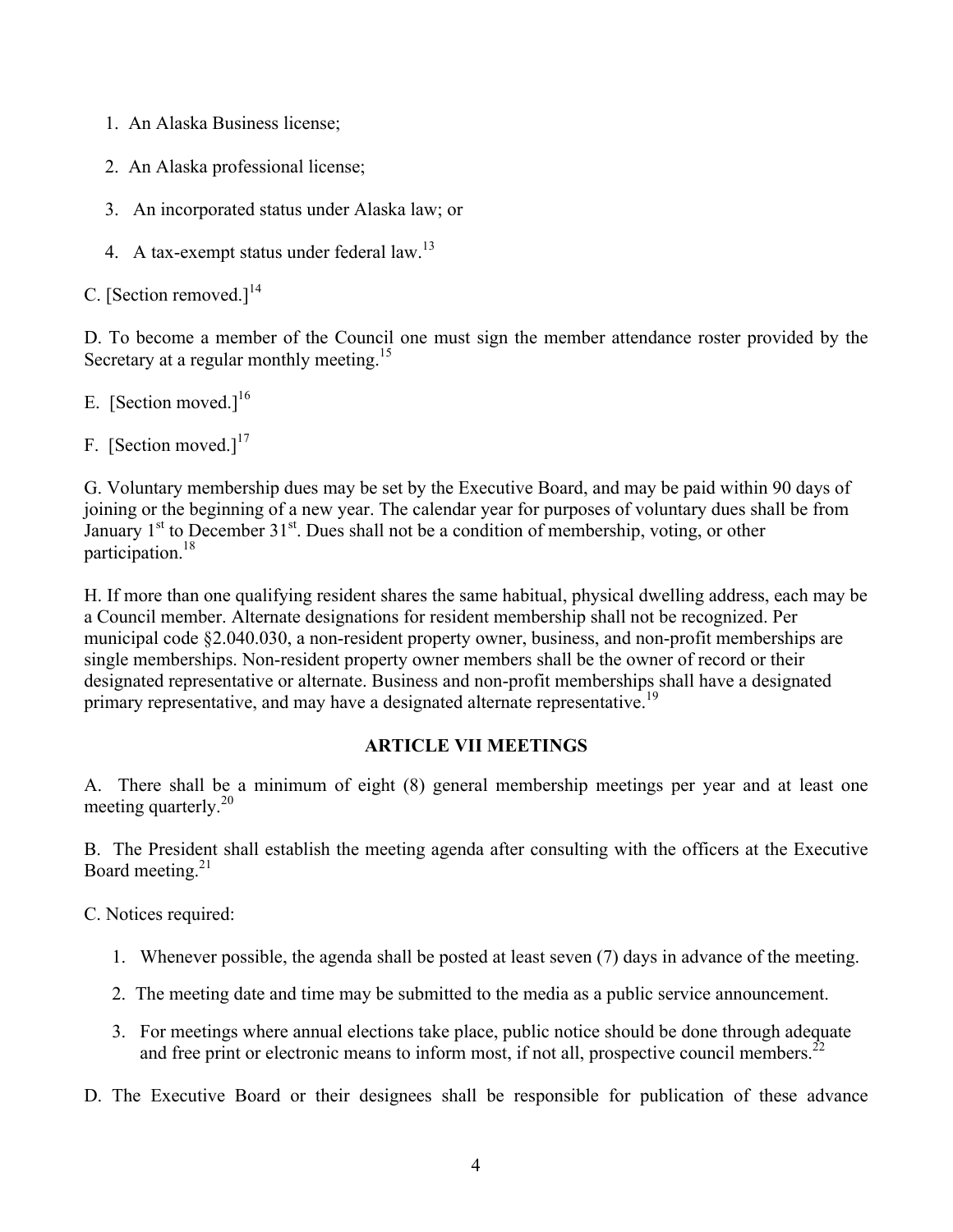1. An Alaska Business license;
2. An Alaska professional license;
3. An incorporated status under Alaska law; or
4. A tax-exempt status under federal law.[13]

C. [Section removed.][14]

D. To become a member of the Council one must sign the member attendance roster provided by the Secretary at a regular monthly meeting.[15]

E. [Section moved.][16]

F. [Section moved.][17]

G. Voluntary membership dues may be set by the Executive Board, and may be paid within 90 days of joining or the beginning of a new year. The calendar year for purposes of voluntary dues shall be from January 1st to December 31st. Dues shall not be a condition of membership, voting, or other participation.[18]

H. If more than one qualifying resident shares the same habitual, physical dwelling address, each may be a Council member. Alternate designations for resident membership shall not be recognized. Per municipal code §2.040.030, a non-resident property owner, business, and non-profit memberships are single memberships. Non-resident property owner members shall be the owner of record or their designated representative or alternate. Business and non-profit memberships shall have a designated primary representative, and may have a designated alternate representative.[19]

## ARTICLE VII MEETINGS

A. There shall be a minimum of eight (8) general membership meetings per year and at least one meeting quarterly.[20]

B. The President shall establish the meeting agenda after consulting with the officers at the Executive Board meeting.[21]

C. Notices required:

1. Whenever possible, the agenda shall be posted at least seven (7) days in advance of the meeting.
2. The meeting date and time may be submitted to the media as a public service announcement.
3. For meetings where annual elections take place, public notice should be done through adequate and free print or electronic means to inform most, if not all, prospective council members.[22]

D. The Executive Board or their designees shall be responsible for publication of these advance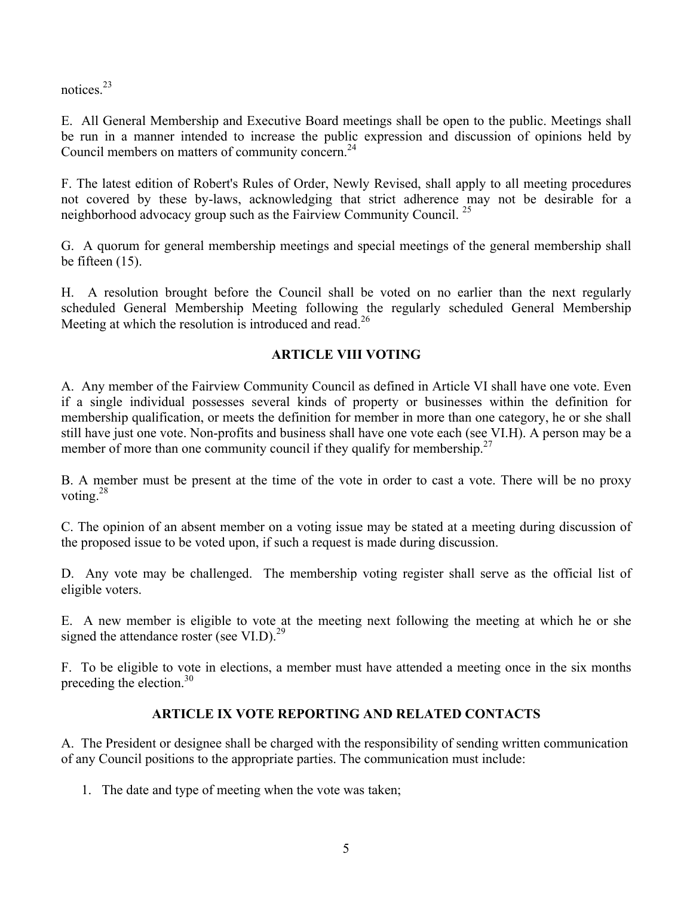notices.[23]

E. All General Membership and Executive Board meetings shall be open to the public. Meetings shall be run in a manner intended to increase the public expression and discussion of opinions held by Council members on matters of community concern.[24]

F. The latest edition of Robert's Rules of Order, Newly Revised, shall apply to all meeting procedures not covered by these by-laws, acknowledging that strict adherence may not be desirable for a neighborhood advocacy group such as the Fairview Community Council. [25]

G. A quorum for general membership meetings and special meetings of the general membership shall be fifteen (15).

H. A resolution brought before the Council shall be voted on no earlier than the next regularly scheduled General Membership Meeting following the regularly scheduled General Membership Meeting at which the resolution is introduced and read.[26]

## ARTICLE VIII VOTING

A. Any member of the Fairview Community Council as defined in Article VI shall have one vote. Even if a single individual possesses several kinds of property or businesses within the definition for membership qualification, or meets the definition for member in more than one category, he or she shall still have just one vote. Non-profits and business shall have one vote each (see VI.H). A person may be a member of more than one community council if they qualify for membership.[27]

B. A member must be present at the time of the vote in order to cast a vote. There will be no proxy voting.[28]

C. The opinion of an absent member on a voting issue may be stated at a meeting during discussion of the proposed issue to be voted upon, if such a request is made during discussion.

D. Any vote may be challenged. The membership voting register shall serve as the official list of eligible voters.

E. A new member is eligible to vote at the meeting next following the meeting at which he or she signed the attendance roster (see VI.D).[29]

F. To be eligible to vote in elections, a member must have attended a meeting once in the six months preceding the election.[30]

## ARTICLE IX VOTE REPORTING AND RELATED CONTACTS

A. The President or designee shall be charged with the responsibility of sending written communication of any Council positions to the appropriate parties. The communication must include:

1. The date and type of meeting when the vote was taken;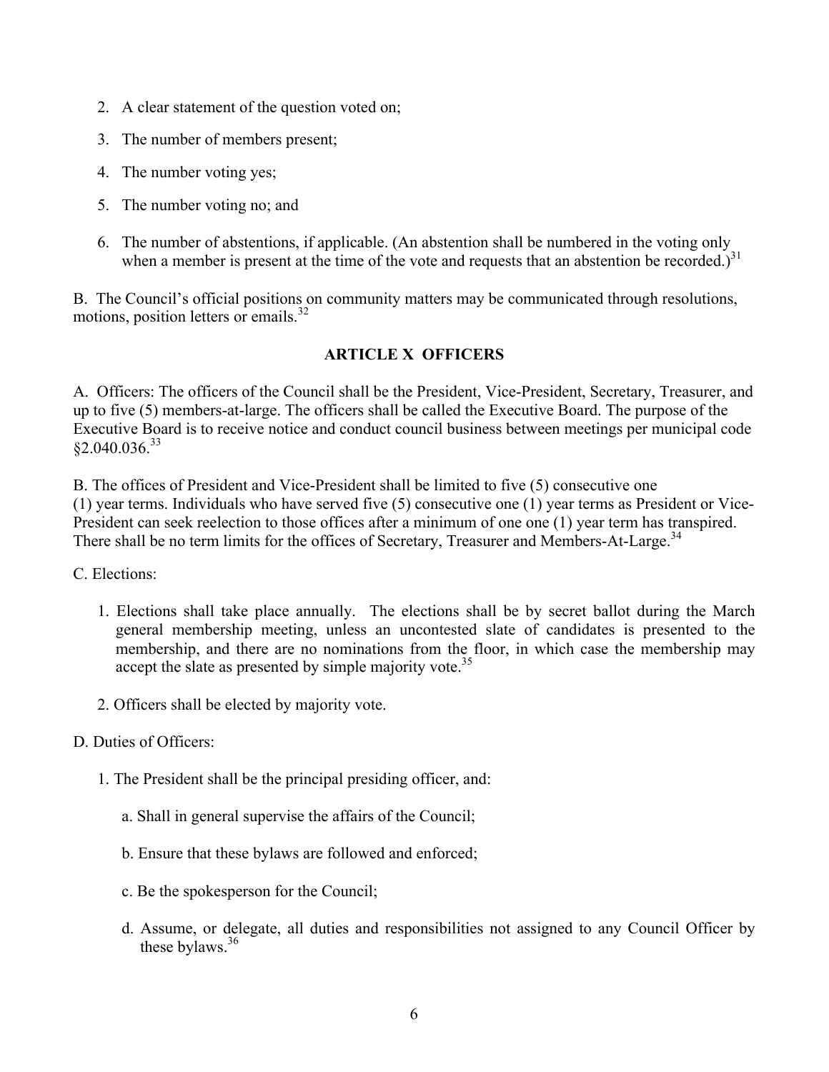2. A clear statement of the question voted on;
3. The number of members present;
4. The number voting yes;
5. The number voting no; and
6. The number of abstentions, if applicable. (An abstention shall be numbered in the voting only when a member is present at the time of the vote and requests that an abstention be recorded.)[31]

B. The Council's official positions on community matters may be communicated through resolutions, motions, position letters or emails.[32]

## ARTICLE X OFFICERS

A. Officers: The officers of the Council shall be the President, Vice-President, Secretary, Treasurer, and up to five (5) members-at-large. The officers shall be called the Executive Board. The purpose of the Executive Board is to receive notice and conduct council business between meetings per municipal code §2.040.036.[33]

B. The offices of President and Vice-President shall be limited to five (5) consecutive one (1) year terms. Individuals who have served five (5) consecutive one (1) year terms as President or Vice-President can seek reelection to those offices after a minimum of one one (1) year term has transpired. There shall be no term limits for the offices of Secretary, Treasurer and Members-At-Large.[34]

C. Elections:

1. Elections shall take place annually. The elections shall be by secret ballot during the March general membership meeting, unless an uncontested slate of candidates is presented to the membership, and there are no nominations from the floor, in which case the membership may accept the slate as presented by simple majority vote.[35]
2. Officers shall be elected by majority vote.

D. Duties of Officers:

1. The President shall be the principal presiding officer, and:
   a. Shall in general supervise the affairs of the Council;
   b. Ensure that these bylaws are followed and enforced;
   c. Be the spokesperson for the Council;
   d. Assume, or delegate, all duties and responsibilities not assigned to any Council Officer by these bylaws.[36]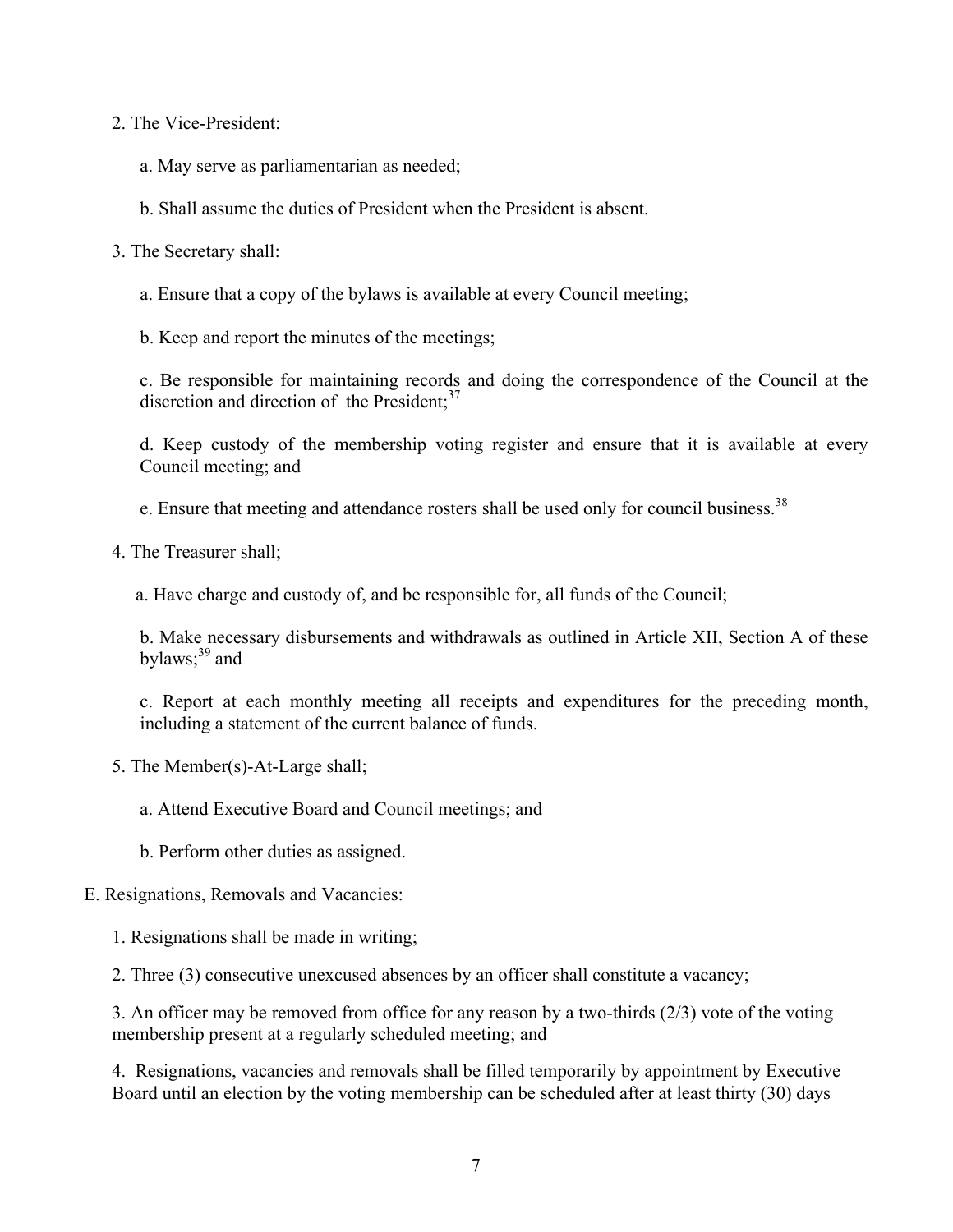2. The Vice-President:

   a. May serve as parliamentarian as needed;

   b. Shall assume the duties of President when the President is absent.

3. The Secretary shall:

   a. Ensure that a copy of the bylaws is available at every Council meeting;

   b. Keep and report the minutes of the meetings;

   c. Be responsible for maintaining records and doing the correspondence of the Council at the discretion and direction of the President;[37]

   d. Keep custody of the membership voting register and ensure that it is available at every Council meeting; and

   e. Ensure that meeting and attendance rosters shall be used only for council business.[38]

4. The Treasurer shall;

   a. Have charge and custody of, and be responsible for, all funds of the Council;

   b. Make necessary disbursements and withdrawals as outlined in Article XII, Section A of these bylaws;[39] and

   c. Report at each monthly meeting all receipts and expenditures for the preceding month, including a statement of the current balance of funds.

5. The Member(s)-At-Large shall;

   a. Attend Executive Board and Council meetings; and

   b. Perform other duties as assigned.

E. Resignations, Removals and Vacancies:

1. Resignations shall be made in writing;

2. Three (3) consecutive unexcused absences by an officer shall constitute a vacancy;

3. An officer may be removed from office for any reason by a two-thirds (2/3) vote of the voting membership present at a regularly scheduled meeting; and

4. Resignations, vacancies and removals shall be filled temporarily by appointment by Executive Board until an election by the voting membership can be scheduled after at least thirty (30) days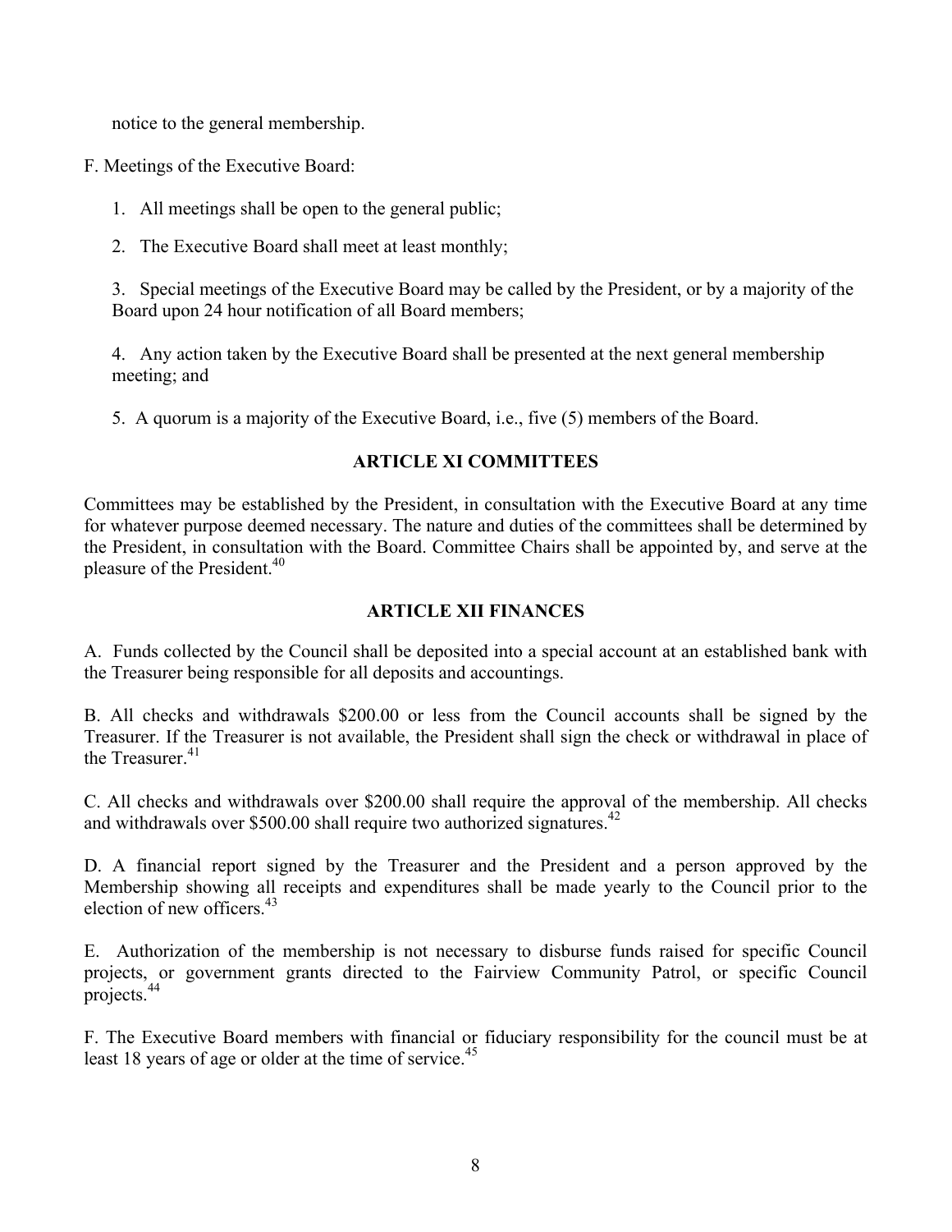notice to the general membership.

F. Meetings of the Executive Board:

1. All meetings shall be open to the general public;

2. The Executive Board shall meet at least monthly;

3. Special meetings of the Executive Board may be called by the President, or by a majority of the Board upon 24 hour notification of all Board members;

4. Any action taken by the Executive Board shall be presented at the next general membership meeting; and

5. A quorum is a majority of the Executive Board, i.e., five (5) members of the Board.

## ARTICLE XI COMMITTEES

Committees may be established by the President, in consultation with the Executive Board at any time for whatever purpose deemed necessary. The nature and duties of the committees shall be determined by the President, in consultation with the Board. Committee Chairs shall be appointed by, and serve at the pleasure of the President.[40]

## ARTICLE XII FINANCES

A. Funds collected by the Council shall be deposited into a special account at an established bank with the Treasurer being responsible for all deposits and accountings.

B. All checks and withdrawals $200.00 or less from the Council accounts shall be signed by the Treasurer. If the Treasurer is not available, the President shall sign the check or withdrawal in place of the Treasurer.[41]

C. All checks and withdrawals over $200.00 shall require the approval of the membership. All checks and withdrawals over $500.00 shall require two authorized signatures.[42]

D. A financial report signed by the Treasurer and the President and a person approved by the Membership showing all receipts and expenditures shall be made yearly to the Council prior to the election of new officers.[43]

E. Authorization of the membership is not necessary to disburse funds raised for specific Council projects, or government grants directed to the Fairview Community Patrol, or specific Council projects.[44]

F. The Executive Board members with financial or fiduciary responsibility for the council must be at least 18 years of age or older at the time of service.[45]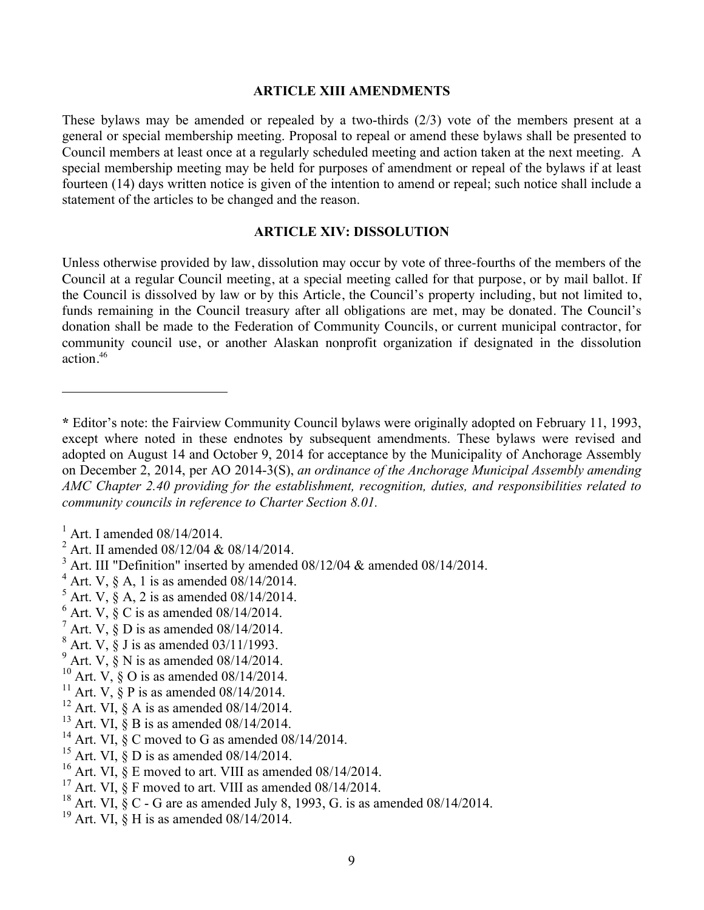## ARTICLE XIII AMENDMENTS

These bylaws may be amended or repealed by a two-thirds (2/3) vote of the members present at a general or special membership meeting. Proposal to repeal or amend these bylaws shall be presented to Council members at least once at a regularly scheduled meeting and action taken at the next meeting. A special membership meeting may be held for purposes of amendment or repeal of the bylaws if at least fourteen (14) days written notice is given of the intention to amend or repeal; such notice shall include a statement of the articles to be changed and the reason.

## ARTICLE XIV: DISSOLUTION

Unless otherwise provided by law, dissolution may occur by vote of three-fourths of the members of the Council at a regular Council meeting, at a special meeting called for that purpose, or by mail ballot. If the Council is dissolved by law or by this Article, the Council's property including, but not limited to, funds remaining in the Council treasury after all obligations are met, may be donated. The Council's donation shall be made to the Federation of Community Councils, or current municipal contractor, for community council use, or another Alaskan nonprofit organization if designated in the dissolution action.[46]

---

**\*** Editor's note: the Fairview Community Council bylaws were originally adopted on February 11, 1993, except where noted in these endnotes by subsequent amendments. These bylaws were revised and adopted on August 14 and October 9, 2014 for acceptance by the Municipality of Anchorage Assembly on December 2, 2014, per AO 2014-3(S), *an ordinance of the Anchorage Municipal Assembly amending AMC Chapter 2.40 providing for the establishment, recognition, duties, and responsibilities related to community councils in reference to Charter Section 8.01.*

[1] Art. I amended 08/14/2014.
[2] Art. II amended 08/12/04 & 08/14/2014.
[3] Art. III "Definition" inserted by amended 08/12/04 & amended 08/14/2014.
[4] Art. V, § A, 1 is as amended 08/14/2014.
[5] Art. V, § A, 2 is as amended 08/14/2014.
[6] Art. V, § C is as amended 08/14/2014.
[7] Art. V, § D is as amended 08/14/2014.
[8] Art. V, § J is as amended 03/11/1993.
[9] Art. V, § N is as amended 08/14/2014.
[10] Art. V, § O is as amended 08/14/2014.
[11] Art. V, § P is as amended 08/14/2014.
[12] Art. VI, § A is as amended 08/14/2014.
[13] Art. VI, § B is as amended 08/14/2014.
[14] Art. VI, § C moved to G as amended 08/14/2014.
[15] Art. VI, § D is as amended 08/14/2014.
[16] Art. VI, § E moved to art. VIII as amended 08/14/2014.
[17] Art. VI, § F moved to art. VIII as amended 08/14/2014.
[18] Art. VI, § C - G are as amended July 8, 1993, G. is as amended 08/14/2014.
[19] Art. VI, § H is as amended 08/14/2014.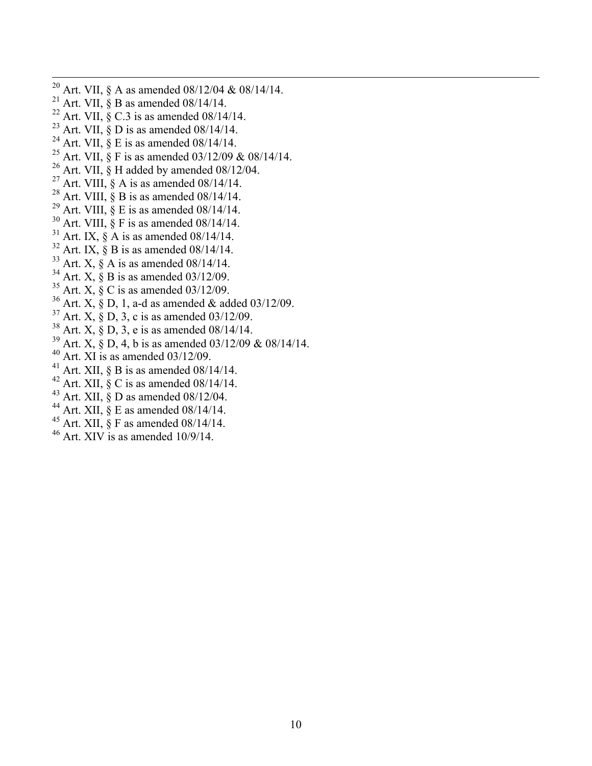[20] Art. VII, § A as amended 08/12/04 & 08/14/14.
[21] Art. VII, § B as amended 08/14/14.
[22] Art. VII, § C.3 is as amended 08/14/14.
[23] Art. VII, § D is as amended 08/14/14.
[24] Art. VII, § E is as amended 08/14/14.
[25] Art. VII, § F is as amended 03/12/09 & 08/14/14.
[26] Art. VII, § H added by amended 08/12/04.
[27] Art. VIII, § A is as amended 08/14/14.
[28] Art. VIII, § B is as amended 08/14/14.
[29] Art. VIII, § E is as amended 08/14/14.
[30] Art. VIII, § F is as amended 08/14/14.
[31] Art. IX, § A is as amended 08/14/14.
[32] Art. IX, § B is as amended 08/14/14.
[33] Art. X, § A is as amended 08/14/14.
[34] Art. X, § B is as amended 03/12/09.
[35] Art. X, § C is as amended 03/12/09.
[36] Art. X, § D, 1, a-d as amended & added 03/12/09.
[37] Art. X, § D, 3, c is as amended 03/12/09.
[38] Art. X, § D, 3, e is as amended 08/14/14.
[39] Art. X, § D, 4, b is as amended 03/12/09 & 08/14/14.
[40] Art. XI is as amended 03/12/09.
[41] Art. XII, § B is as amended 08/14/14.
[42] Art. XII, § C is as amended 08/14/14.
[43] Art. XII, § D as amended 08/12/04.
[44] Art. XII, § E as amended 08/14/14.
[45] Art. XII, § F as amended 08/14/14.
[46] Art. XIV is as amended 10/9/14.